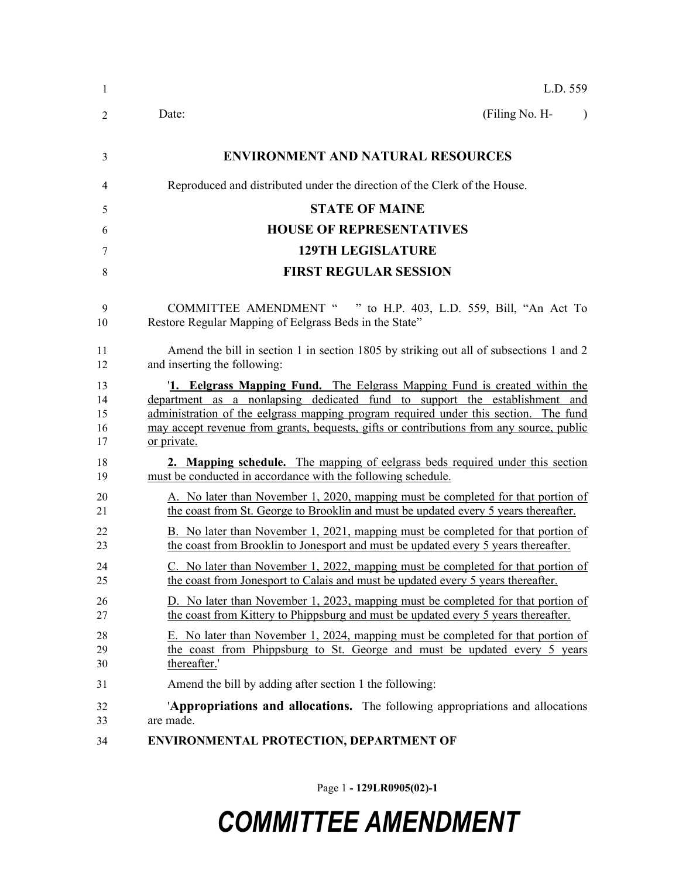L.D. 559

Date: (Filing No. H- )

**ENVIRONMENT AND NATURAL RESOURCES**

Reproduced and distributed under the direction of the Clerk of the House.

**STATE OF MAINE**

**HOUSE OF REPRESENTATIVES**

**129TH LEGISLATURE**

**FIRST REGULAR SESSION**

COMMITTEE AMENDMENT " " to H.P. 403, L.D. 559, Bill, "An Act To Restore Regular Mapping of Eelgrass Beds in the State"

Amend the bill in section 1 in section 1805 by striking out all of subsections 1 and 2 and inserting the following:

'**1. Eelgrass Mapping Fund.** The Eelgrass Mapping Fund is created within the department as a nonlapsing dedicated fund to support the establishment and administration of the eelgrass mapping program required under this section. The fund may accept revenue from grants, bequests, gifts or contributions from any source, public or private.

**2. Mapping schedule.** The mapping of eelgrass beds required under this section must be conducted in accordance with the following schedule.

A. No later than November 1, 2020, mapping must be completed for that portion of the coast from St. George to Brooklin and must be updated every 5 years thereafter.

B. No later than November 1, 2021, mapping must be completed for that portion of the coast from Brooklin to Jonesport and must be updated every 5 years thereafter.

C. No later than November 1, 2022, mapping must be completed for that portion of the coast from Jonesport to Calais and must be updated every 5 years thereafter.

D. No later than November 1, 2023, mapping must be completed for that portion of the coast from Kittery to Phippsburg and must be updated every 5 years thereafter.

E. No later than November 1, 2024, mapping must be completed for that portion of the coast from Phippsburg to St. George and must be updated every 5 years thereafter.'

Amend the bill by adding after section 1 the following:

'**Appropriations and allocations.** The following appropriations and allocations are made.

**ENVIRONMENTAL PROTECTION, DEPARTMENT OF**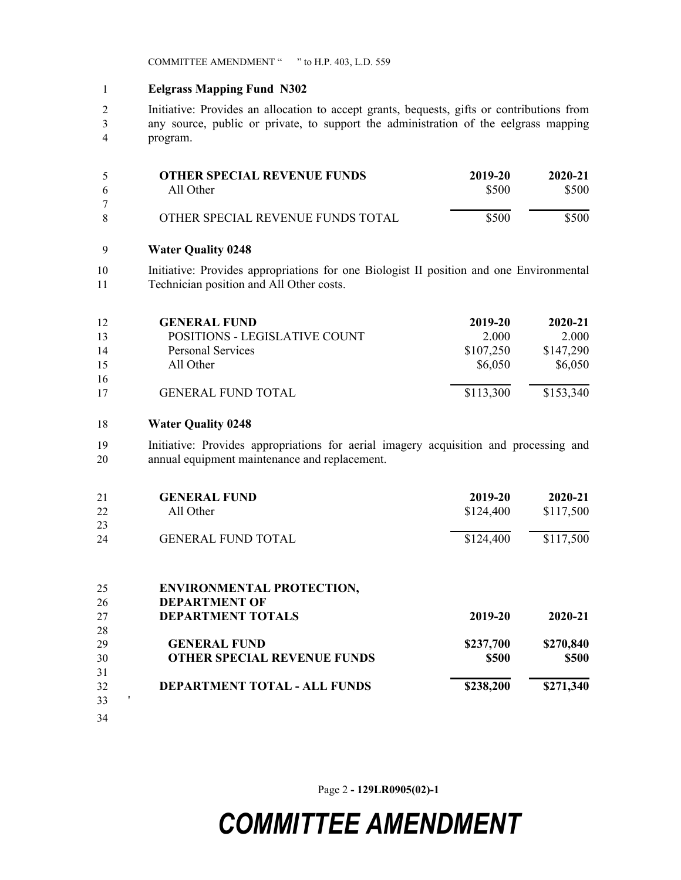**Eelgrass Mapping Fund N302**

Initiative: Provides an allocation to accept grants, bequests, gifts or contributions from any source, public or private, to support the administration of the eelgrass mapping program.

| OTHER SPECIAL REVENUE FUNDS | 2019-20 | 2020-21 |
| --- | --- | --- |
| All Other | $500 | $500 |
| OTHER SPECIAL REVENUE FUNDS TOTAL | $500 | $500 |

**Water Quality 0248**

Initiative: Provides appropriations for one Biologist II position and one Environmental Technician position and All Other costs.

| GENERAL FUND | 2019-20 | 2020-21 |
| --- | --- | --- |
| POSITIONS - LEGISLATIVE COUNT | 2.000 | 2.000 |
| Personal Services | $107,250 | $147,290 |
| All Other | $6,050 | $6,050 |
| GENERAL FUND TOTAL | $113,300 | $153,340 |

**Water Quality 0248**

Initiative: Provides appropriations for aerial imagery acquisition and processing and annual equipment maintenance and replacement.

| GENERAL FUND | 2019-20 | 2020-21 |
| --- | --- | --- |
| All Other | $124,400 | $117,500 |
| GENERAL FUND TOTAL | $124,400 | $117,500 |

| ENVIRONMENTAL PROTECTION, DEPARTMENT OF DEPARTMENT TOTALS | 2019-20 | 2020-21 |
| --- | --- | --- |
| **GENERAL FUND** | **$237,700** | **$270,840** |
| **OTHER SPECIAL REVENUE FUNDS** | **$500** | **$500** |
| **DEPARTMENT TOTAL - ALL FUNDS** | **$238,200** | **$271,340** |

'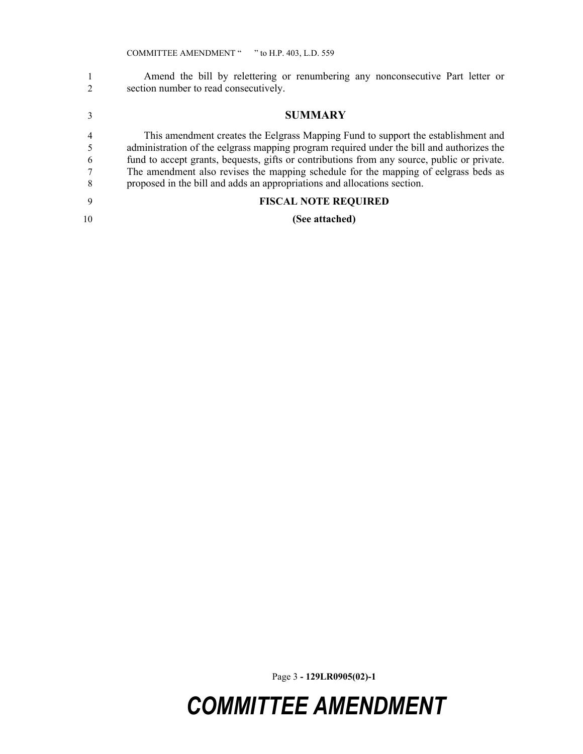Amend the bill by relettering or renumbering any nonconsecutive Part letter or section number to read consecutively.

## SUMMARY

This amendment creates the Eelgrass Mapping Fund to support the establishment and administration of the eelgrass mapping program required under the bill and authorizes the fund to accept grants, bequests, gifts or contributions from any source, public or private. The amendment also revises the mapping schedule for the mapping of eelgrass beds as proposed in the bill and adds an appropriations and allocations section.

**FISCAL NOTE REQUIRED**

**(See attached)**